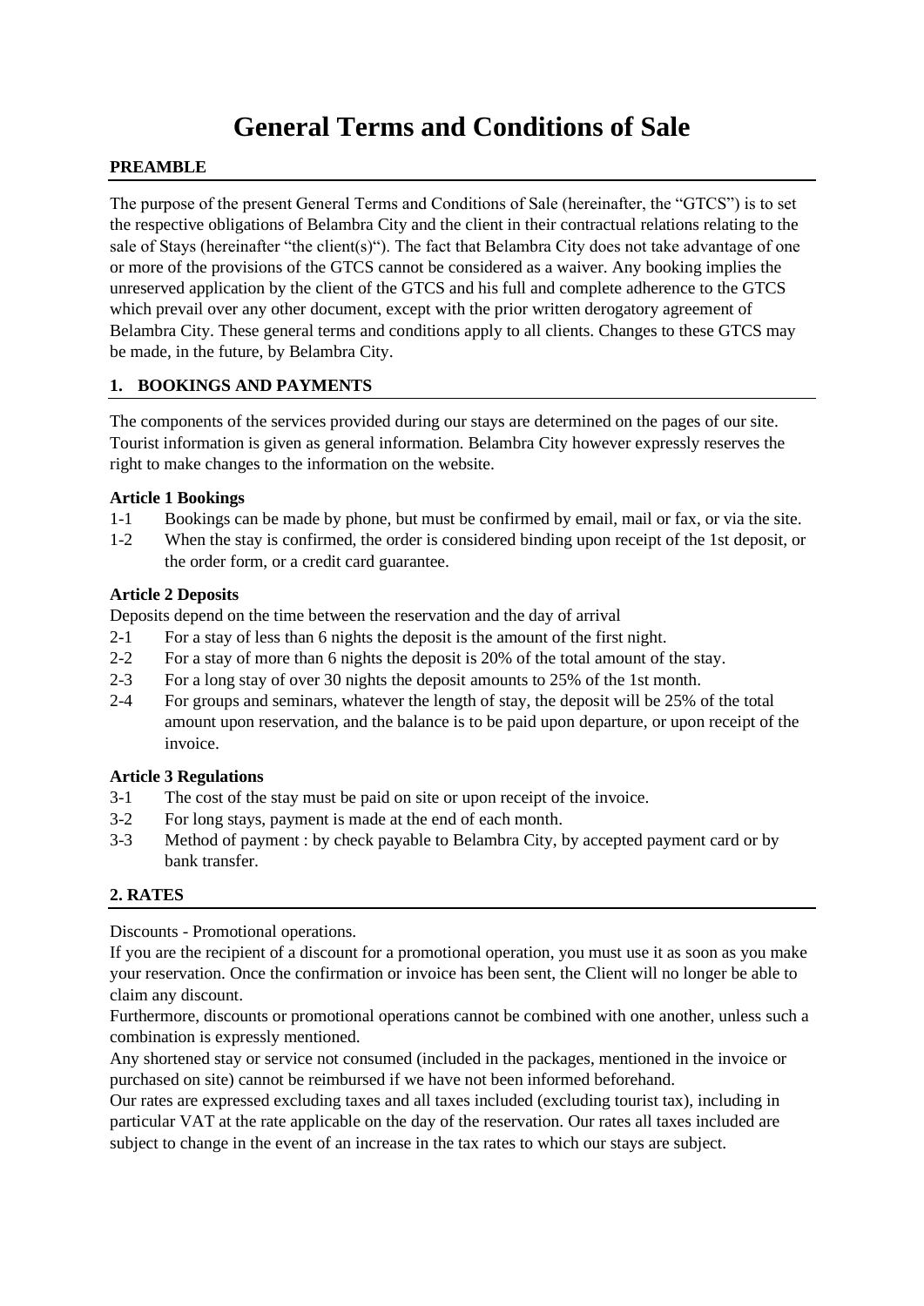# General Terms and Conditions of Sale

## PREAMBLE

The purpose of the present General Terms and Conditions of Sale (hereinafter, the "GTCS") is to set the respective obligations of Belambra City and the client in their contractual relations relating to the sale of Stays (hereinafter "the client(s)"). The fact that Belambra City does not take advantage of one or more of the provisions of the GTCS cannot be considered as a waiver. Any booking implies the unreserved application by the client of the GTCS and his full and complete adherence to the GTCS which prevail over any other document, except with the prior written derogatory agreement of Belambra City. These general terms and conditions apply to all clients. Changes to these GTCS may be made, in the future, by Belambra City.

## 1. BOOKINGS AND PAYMENTS

The components of the services provided during our stays are determined on the pages of our site. Tourist information is given as general information. Belambra City however expressly reserves the right to make changes to the information on the website.

### Article 1 Bookings

1-1 Bookings can be made by phone, but must be confirmed by email, mail or fax, or via the site.

1-2 When the stay is confirmed, the order is considered binding upon receipt of the 1st deposit, or the order form, or a credit card guarantee.

### Article 2 Deposits

Deposits depend on the time between the reservation and the day of arrival

2-1 For a stay of less than 6 nights the deposit is the amount of the first night.

2-2 For a stay of more than 6 nights the deposit is 20% of the total amount of the stay.

2-3 For a long stay of over 30 nights the deposit amounts to 25% of the 1st month.

2-4 For groups and seminars, whatever the length of stay, the deposit will be 25% of the total amount upon reservation, and the balance is to be paid upon departure, or upon receipt of the invoice.

### Article 3 Regulations

3-1 The cost of the stay must be paid on site or upon receipt of the invoice.

3-2 For long stays, payment is made at the end of each month.

3-3 Method of payment : by check payable to Belambra City, by accepted payment card or by bank transfer.

## 2. RATES

Discounts - Promotional operations.

If you are the recipient of a discount for a promotional operation, you must use it as soon as you make your reservation. Once the confirmation or invoice has been sent, the Client will no longer be able to claim any discount.

Furthermore, discounts or promotional operations cannot be combined with one another, unless such a combination is expressly mentioned.

Any shortened stay or service not consumed (included in the packages, mentioned in the invoice or purchased on site) cannot be reimbursed if we have not been informed beforehand.

Our rates are expressed excluding taxes and all taxes included (excluding tourist tax), including in particular VAT at the rate applicable on the day of the reservation. Our rates all taxes included are subject to change in the event of an increase in the tax rates to which our stays are subject.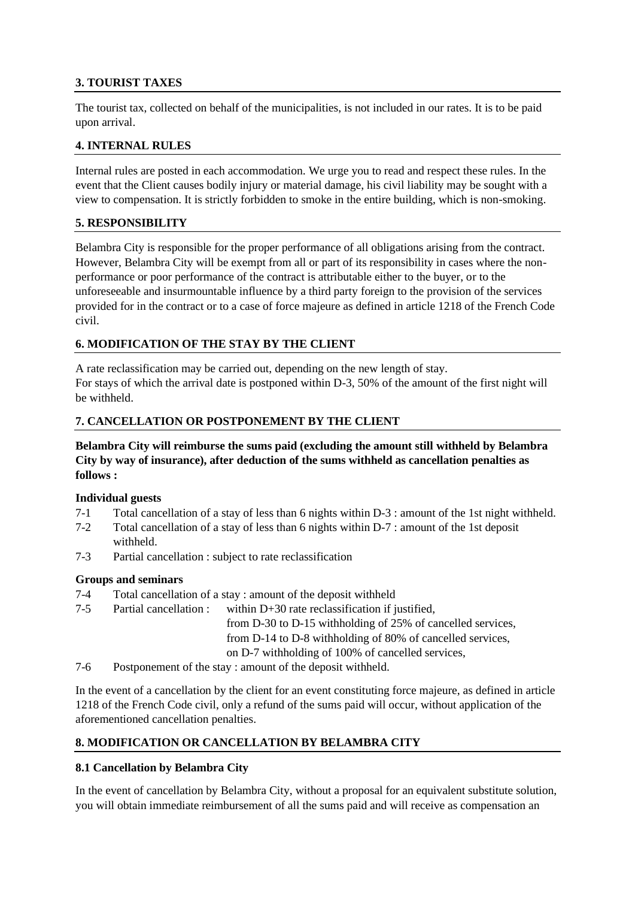## 3. TOURIST TAXES

The tourist tax, collected on behalf of the municipalities, is not included in our rates. It is to be paid upon arrival.

## 4. INTERNAL RULES

Internal rules are posted in each accommodation. We urge you to read and respect these rules. In the event that the Client causes bodily injury or material damage, his civil liability may be sought with a view to compensation. It is strictly forbidden to smoke in the entire building, which is non-smoking.

## 5. RESPONSIBILITY

Belambra City is responsible for the proper performance of all obligations arising from the contract. However, Belambra City will be exempt from all or part of its responsibility in cases where the non-performance or poor performance of the contract is attributable either to the buyer, or to the unforeseeable and insurmountable influence by a third party foreign to the provision of the services provided for in the contract or to a case of force majeure as defined in article 1218 of the French Code civil.

## 6. MODIFICATION OF THE STAY BY THE CLIENT

A rate reclassification may be carried out, depending on the new length of stay.
For stays of which the arrival date is postponed within D-3, 50% of the amount of the first night will be withheld.

## 7. CANCELLATION OR POSTPONEMENT BY THE CLIENT

**Belambra City will reimburse the sums paid (excluding the amount still withheld by Belambra City by way of insurance), after deduction of the sums withheld as cancellation penalties as follows :**

**Individual guests**

7-1 Total cancellation of a stay of less than 6 nights within D-3 : amount of the 1st night withheld.
7-2 Total cancellation of a stay of less than 6 nights within D-7 : amount of the 1st deposit withheld.
7-3 Partial cancellation : subject to rate reclassification

**Groups and seminars**

7-4 Total cancellation of a stay : amount of the deposit withheld
7-5 Partial cancellation : within D+30 rate reclassification if justified,
from D-30 to D-15 withholding of 25% of cancelled services,
from D-14 to D-8 withholding of 80% of cancelled services,
on D-7 withholding of 100% of cancelled services,
7-6 Postponement of the stay : amount of the deposit withheld.

In the event of a cancellation by the client for an event constituting force majeure, as defined in article 1218 of the French Code civil, only a refund of the sums paid will occur, without application of the aforementioned cancellation penalties.

## 8. MODIFICATION OR CANCELLATION BY BELAMBRA CITY

### 8.1 Cancellation by Belambra City

In the event of cancellation by Belambra City, without a proposal for an equivalent substitute solution, you will obtain immediate reimbursement of all the sums paid and will receive as compensation an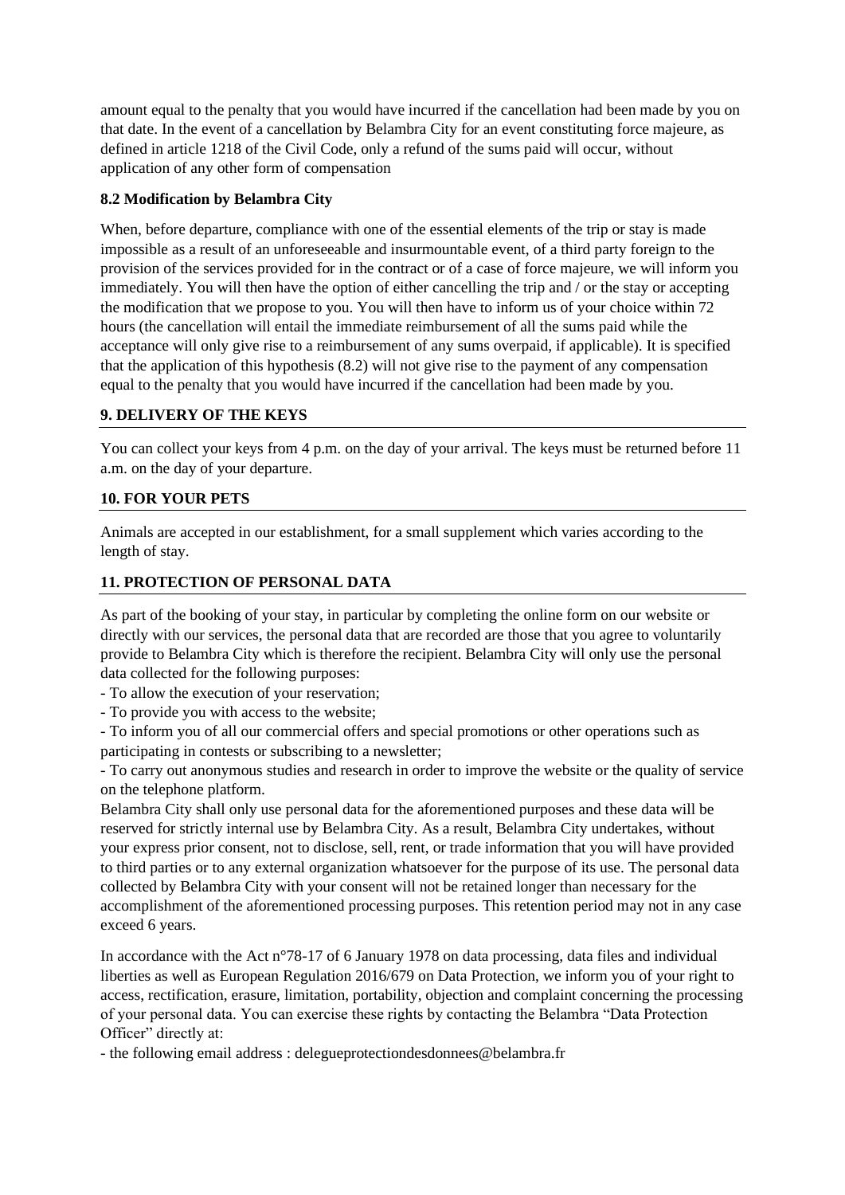amount equal to the penalty that you would have incurred if the cancellation had been made by you on that date. In the event of a cancellation by Belambra City for an event constituting force majeure, as defined in article 1218 of the Civil Code, only a refund of the sums paid will occur, without application of any other form of compensation

#### 8.2 Modification by Belambra City

When, before departure, compliance with one of the essential elements of the trip or stay is made impossible as a result of an unforeseeable and insurmountable event, of a third party foreign to the provision of the services provided for in the contract or of a case of force majeure, we will inform you immediately. You will then have the option of either cancelling the trip and / or the stay or accepting the modification that we propose to you. You will then have to inform us of your choice within 72 hours (the cancellation will entail the immediate reimbursement of all the sums paid while the acceptance will only give rise to a reimbursement of any sums overpaid, if applicable). It is specified that the application of this hypothesis (8.2) will not give rise to the payment of any compensation equal to the penalty that you would have incurred if the cancellation had been made by you.

### 9. DELIVERY OF THE KEYS

You can collect your keys from 4 p.m. on the day of your arrival. The keys must be returned before 11 a.m. on the day of your departure.

### 10. FOR YOUR PETS

Animals are accepted in our establishment, for a small supplement which varies according to the length of stay.

### 11. PROTECTION OF PERSONAL DATA

As part of the booking of your stay, in particular by completing the online form on our website or directly with our services, the personal data that are recorded are those that you agree to voluntarily provide to Belambra City which is therefore the recipient. Belambra City will only use the personal data collected for the following purposes:

- To allow the execution of your reservation;
- To provide you with access to the website;
- To inform you of all our commercial offers and special promotions or other operations such as participating in contests or subscribing to a newsletter;
- To carry out anonymous studies and research in order to improve the website or the quality of service on the telephone platform.

Belambra City shall only use personal data for the aforementioned purposes and these data will be reserved for strictly internal use by Belambra City. As a result, Belambra City undertakes, without your express prior consent, not to disclose, sell, rent, or trade information that you will have provided to third parties or to any external organization whatsoever for the purpose of its use. The personal data collected by Belambra City with your consent will not be retained longer than necessary for the accomplishment of the aforementioned processing purposes. This retention period may not in any case exceed 6 years.

In accordance with the Act n°78-17 of 6 January 1978 on data processing, data files and individual liberties as well as European Regulation 2016/679 on Data Protection, we inform you of your right to access, rectification, erasure, limitation, portability, objection and complaint concerning the processing of your personal data. You can exercise these rights by contacting the Belambra "Data Protection Officer" directly at:

- the following email address : delegueprotectiondesdonnees@belambra.fr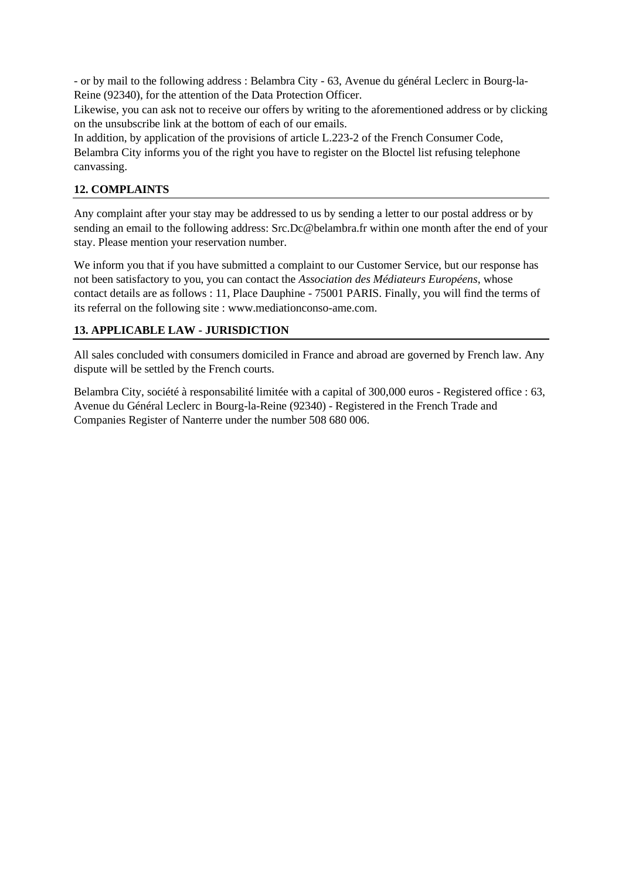- or by mail to the following address : Belambra City - 63, Avenue du général Leclerc in Bourg-la-Reine (92340), for the attention of the Data Protection Officer.
Likewise, you can ask not to receive our offers by writing to the aforementioned address or by clicking on the unsubscribe link at the bottom of each of our emails.
In addition, by application of the provisions of article L.223-2 of the French Consumer Code, Belambra City informs you of the right you have to register on the Bloctel list refusing telephone canvassing.

## 12. COMPLAINTS

Any complaint after your stay may be addressed to us by sending a letter to our postal address or by sending an email to the following address: Src.Dc@belambra.fr within one month after the end of your stay. Please mention your reservation number.

We inform you that if you have submitted a complaint to our Customer Service, but our response has not been satisfactory to you, you can contact the *Association des Médiateurs Européens*, whose contact details are as follows : 11, Place Dauphine - 75001 PARIS. Finally, you will find the terms of its referral on the following site : www.mediationconso-ame.com.

## 13. APPLICABLE LAW - JURISDICTION

All sales concluded with consumers domiciled in France and abroad are governed by French law. Any dispute will be settled by the French courts.

Belambra City, société à responsabilité limitée with a capital of 300,000 euros - Registered office : 63, Avenue du Général Leclerc in Bourg-la-Reine (92340) - Registered in the French Trade and Companies Register of Nanterre under the number 508 680 006.